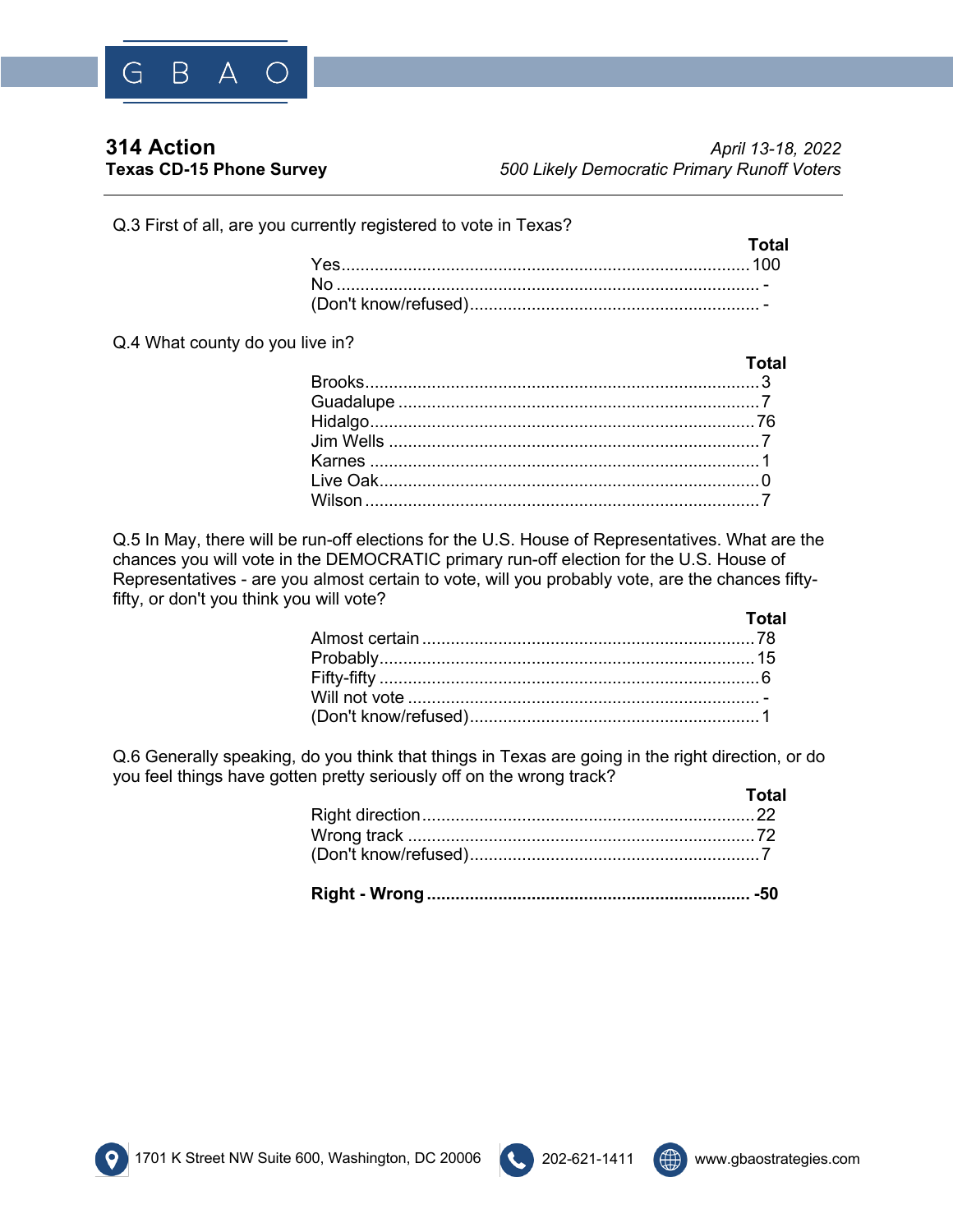# 314 Action

**Texas CD-15 Phone Survey**

*April 13-18, 2022*

*500 Likely Democratic Primary Runoff Voters*

---

Q.3 First of all, are you currently registered to vote in Texas?

| | Total |
|---|---|
| Yes | 100 |
| No | - |
| (Don't know/refused) | - |

Q.4 What county do you live in?

| | Total |
|---|---|
| Brooks | 3 |
| Guadalupe | 7 |
| Hidalgo | 76 |
| Jim Wells | 7 |
| Karnes | 1 |
| Live Oak | 0 |
| Wilson | 7 |

Q.5 In May, there will be run-off elections for the U.S. House of Representatives. What are the chances you will vote in the DEMOCRATIC primary run-off election for the U.S. House of Representatives - are you almost certain to vote, will you probably vote, are the chances fifty-fifty, or don't you think you will vote?

| | Total |
|---|---|
| Almost certain | 78 |
| Probably | 15 |
| Fifty-fifty | 6 |
| Will not vote | - |
| (Don't know/refused) | 1 |

Q.6 Generally speaking, do you think that things in Texas are going in the right direction, or do you feel things have gotten pretty seriously off on the wrong track?

| | Total |
|---|---|
| Right direction | 22 |
| Wrong track | 72 |
| (Don't know/refused) | 7 |
| **Right - Wrong** | **-50** |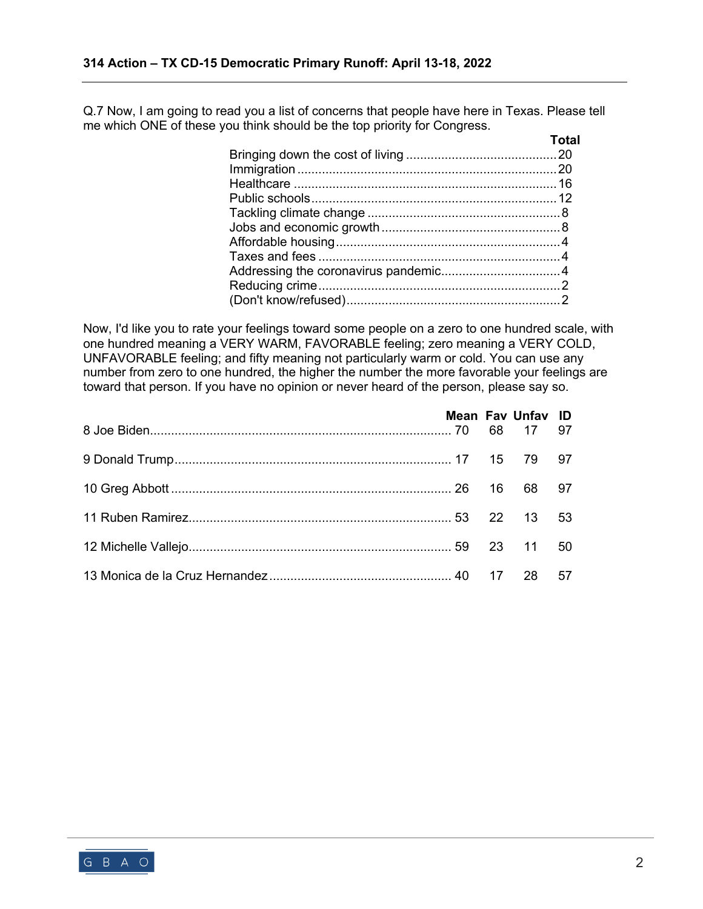Q.7 Now, I am going to read you a list of concerns that people have here in Texas. Please tell me which ONE of these you think should be the top priority for Congress.

| | Total |
|---|---|
| Bringing down the cost of living | 20 |
| Immigration | 20 |
| Healthcare | 16 |
| Public schools | 12 |
| Tackling climate change | 8 |
| Jobs and economic growth | 8 |
| Affordable housing | 4 |
| Taxes and fees | 4 |
| Addressing the coronavirus pandemic | 4 |
| Reducing crime | 2 |
| (Don't know/refused) | 2 |

Now, I'd like you to rate your feelings toward some people on a zero to one hundred scale, with one hundred meaning a VERY WARM, FAVORABLE feeling; zero meaning a VERY COLD, UNFAVORABLE feeling; and fifty meaning not particularly warm or cold. You can use any number from zero to one hundred, the higher the number the more favorable your feelings are toward that person. If you have no opinion or never heard of the person, please say so.

| | Mean | Fav | Unfav | ID |
|---|---|---|---|---|
| 8 Joe Biden | 70 | 68 | 17 | 97 |
| 9 Donald Trump | 17 | 15 | 79 | 97 |
| 10 Greg Abbott | 26 | 16 | 68 | 97 |
| 11 Ruben Ramirez | 53 | 22 | 13 | 53 |
| 12 Michelle Vallejo | 59 | 23 | 11 | 50 |
| 13 Monica de la Cruz Hernandez | 40 | 17 | 28 | 57 |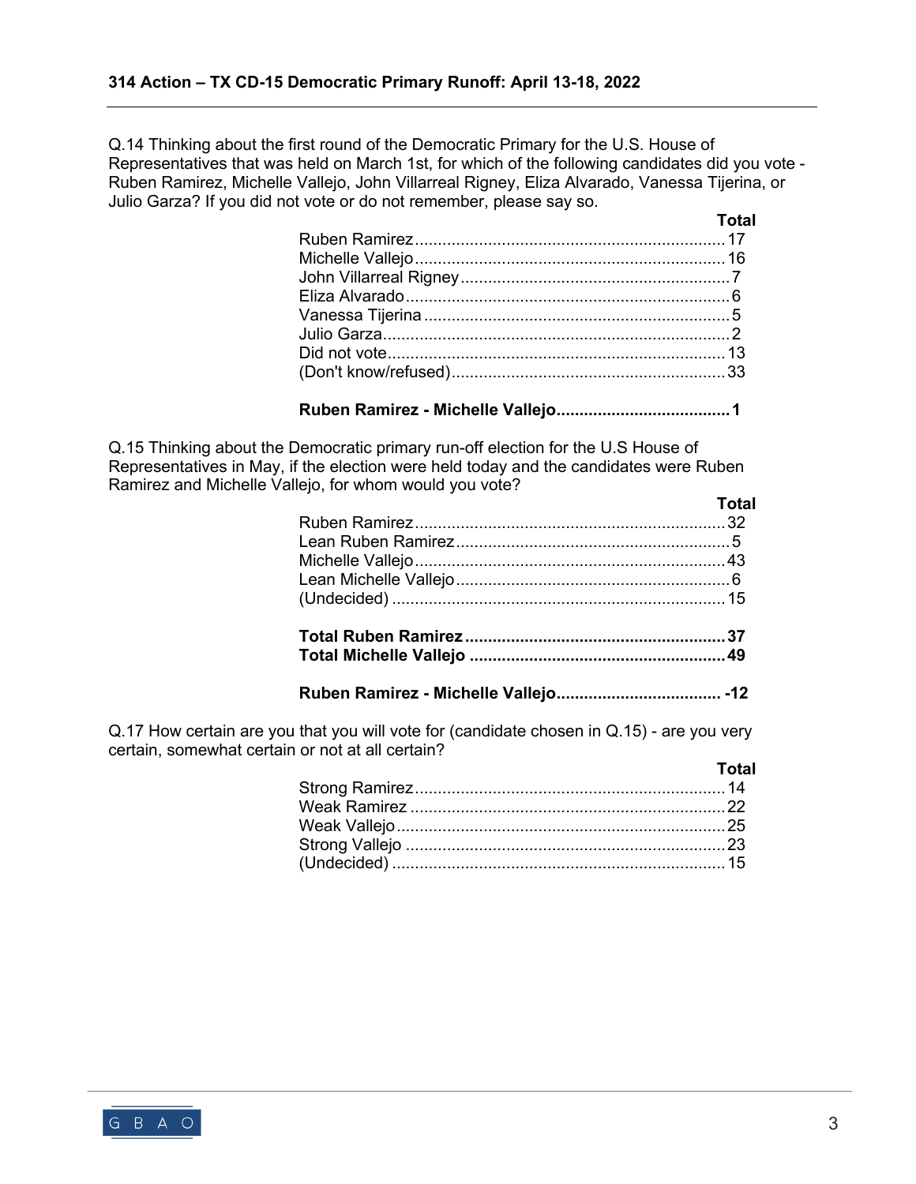Q.14 Thinking about the first round of the Democratic Primary for the U.S. House of Representatives that was held on March 1st, for which of the following candidates did you vote - Ruben Ramirez, Michelle Vallejo, John Villarreal Rigney, Eliza Alvarado, Vanessa Tijerina, or Julio Garza? If you did not vote or do not remember, please say so.

| | Total |
|---|---|
| Ruben Ramirez | 17 |
| Michelle Vallejo | 16 |
| John Villarreal Rigney | 7 |
| Eliza Alvarado | 6 |
| Vanessa Tijerina | 5 |
| Julio Garza | 2 |
| Did not vote | 13 |
| (Don't know/refused) | 33 |
| **Ruben Ramirez - Michelle Vallejo** | **1** |

Q.15 Thinking about the Democratic primary run-off election for the U.S House of Representatives in May, if the election were held today and the candidates were Ruben Ramirez and Michelle Vallejo, for whom would you vote?

| | Total |
|---|---|
| Ruben Ramirez | 32 |
| Lean Ruben Ramirez | 5 |
| Michelle Vallejo | 43 |
| Lean Michelle Vallejo | 6 |
| (Undecided) | 15 |
| **Total Ruben Ramirez** | **37** |
| **Total Michelle Vallejo** | **49** |
| **Ruben Ramirez - Michelle Vallejo** | **-12** |

Q.17 How certain are you that you will vote for (candidate chosen in Q.15) - are you very certain, somewhat certain or not at all certain?

| | Total |
|---|---|
| Strong Ramirez | 14 |
| Weak Ramirez | 22 |
| Weak Vallejo | 25 |
| Strong Vallejo | 23 |
| (Undecided) | 15 |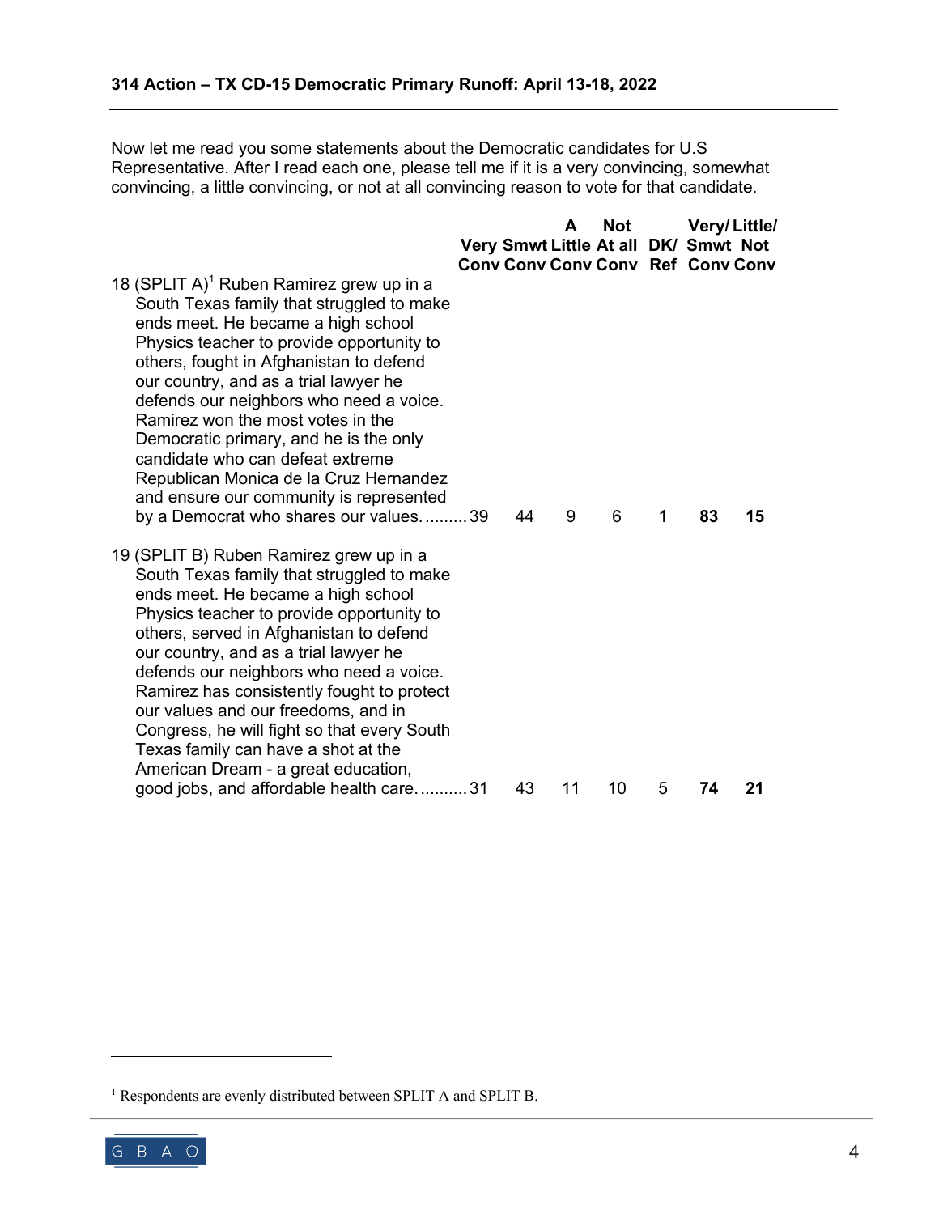Now let me read you some statements about the Democratic candidates for U.S Representative. After I read each one, please tell me if it is a very convincing, somewhat convincing, a little convincing, or not at all convincing reason to vote for that candidate.

| | Very Conv | Smwt Conv | A Little Conv | Not At all Conv | DK/ Ref | Very/ Smwt Conv | Little/ Not Conv |
|---|---|---|---|---|---|---|---|
| 18 (SPLIT A)[1] Ruben Ramirez grew up in a South Texas family that struggled to make ends meet. He became a high school Physics teacher to provide opportunity to others, fought in Afghanistan to defend our country, and as a trial lawyer he defends our neighbors who need a voice. Ramirez won the most votes in the Democratic primary, and he is the only candidate who can defeat extreme Republican Monica de la Cruz Hernandez and ensure our community is represented by a Democrat who shares our values. | 39 | 44 | 9 | 6 | 1 | **83** | **15** |
| 19 (SPLIT B) Ruben Ramirez grew up in a South Texas family that struggled to make ends meet. He became a high school Physics teacher to provide opportunity to others, served in Afghanistan to defend our country, and as a trial lawyer he defends our neighbors who need a voice. Ramirez has consistently fought to protect our values and our freedoms, and in Congress, he will fight so that every South Texas family can have a shot at the American Dream - a great education, good jobs, and affordable health care. | 31 | 43 | 11 | 10 | 5 | **74** | **21** |

[1] Respondents are evenly distributed between SPLIT A and SPLIT B.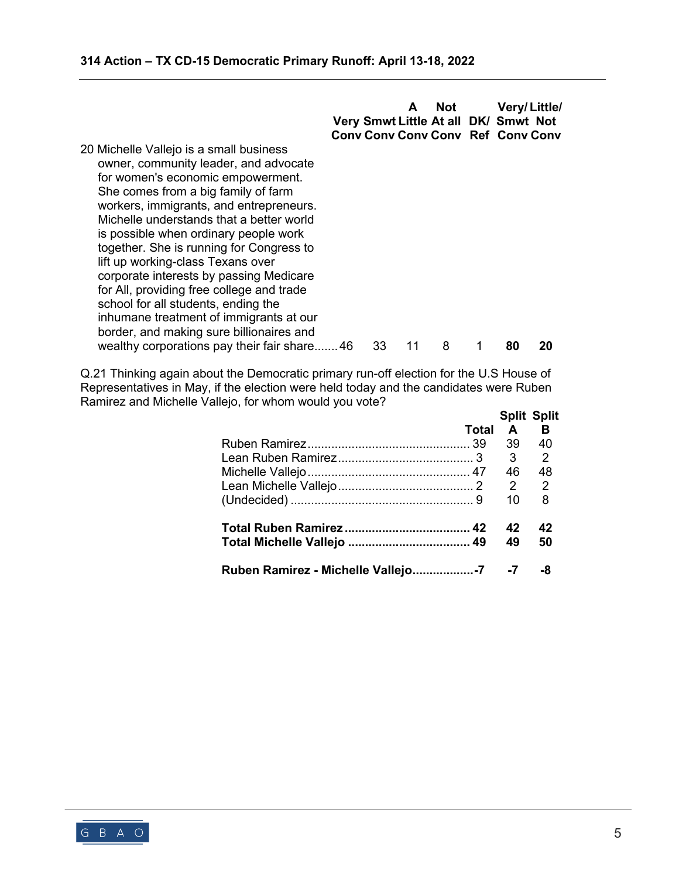| | Very Conv | Smwt Conv | A Little Conv | Not At all Conv | DK/ Ref | Very/ Smwt Conv | Little/ Not Conv |
|---|---|---|---|---|---|---|---|
| 20 Michelle Vallejo is a small business owner, community leader, and advocate for women's economic empowerment. She comes from a big family of farm workers, immigrants, and entrepreneurs. Michelle understands that a better world is possible when ordinary people work together. She is running for Congress to lift up working-class Texans over corporate interests by passing Medicare for All, providing free college and trade school for all students, ending the inhumane treatment of immigrants at our border, and making sure billionaires and wealthy corporations pay their fair share | 46 | 33 | 11 | 8 | 1 | **80** | **20** |

Q.21 Thinking again about the Democratic primary run-off election for the U.S House of Representatives in May, if the election were held today and the candidates were Ruben Ramirez and Michelle Vallejo, for whom would you vote?

| | Total | Split A | Split B |
|---|---|---|---|
| Ruben Ramirez | 39 | 39 | 40 |
| Lean Ruben Ramirez | 3 | 3 | 2 |
| Michelle Vallejo | 47 | 46 | 48 |
| Lean Michelle Vallejo | 2 | 2 | 2 |
| (Undecided) | 9 | 10 | 8 |
| | | | |
| **Total Ruben Ramirez** | **42** | **42** | **42** |
| **Total Michelle Vallejo** | **49** | **49** | **50** |
| | | | |
| **Ruben Ramirez - Michelle Vallejo** | **-7** | **-7** | **-8** |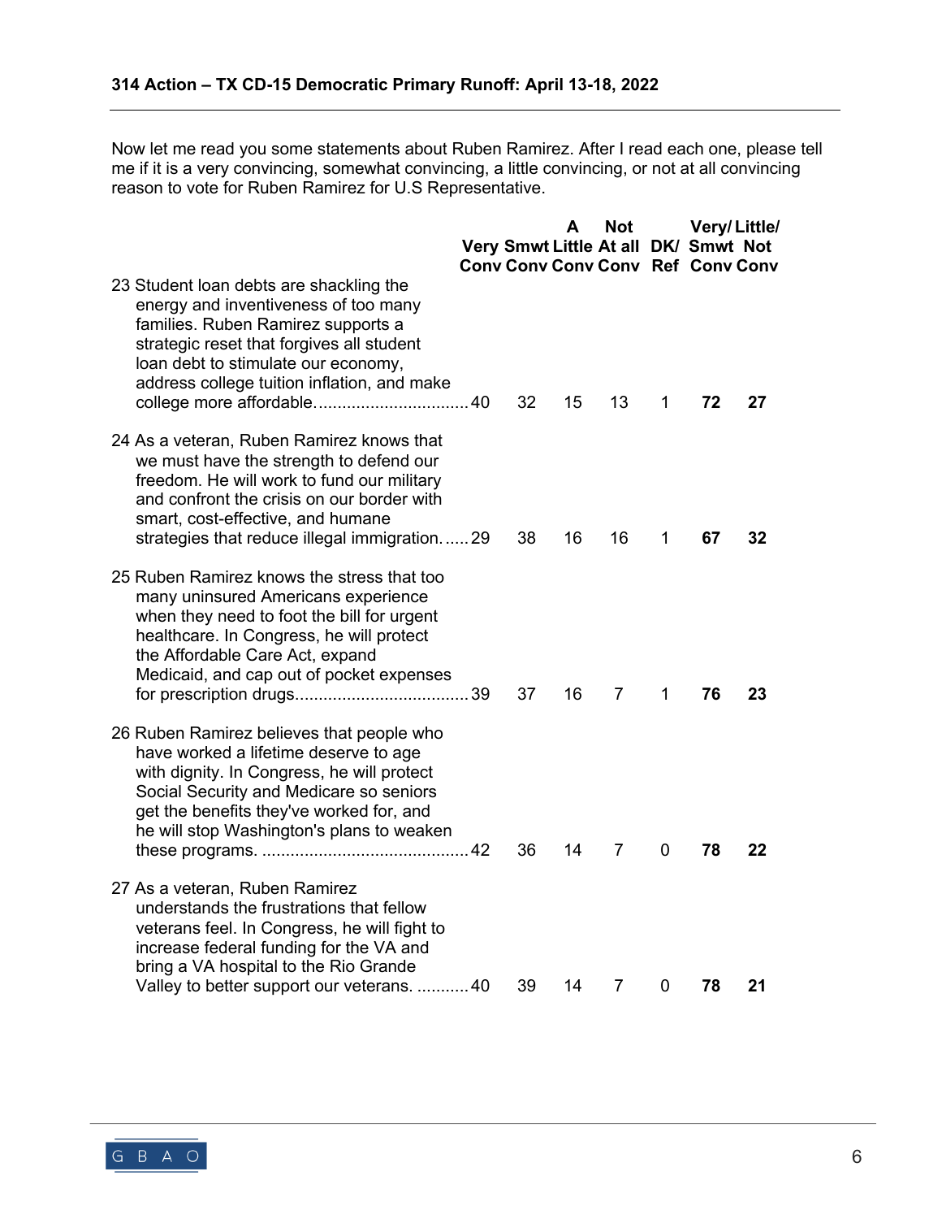Now let me read you some statements about Ruben Ramirez. After I read each one, please tell me if it is a very convincing, somewhat convincing, a little convincing, or not at all convincing reason to vote for Ruben Ramirez for U.S Representative.

| | Very Conv | Smwt Conv | A Little Conv | Not At all Conv | DK/ Ref | Very/ Smwt Conv | Little/ Not Conv |
|---|---|---|---|---|---|---|---|
| 23 Student loan debts are shackling the energy and inventiveness of too many families. Ruben Ramirez supports a strategic reset that forgives all student loan debt to stimulate our economy, address college tuition inflation, and make college more affordable. | 40 | 32 | 15 | 13 | 1 | **72** | **27** |
| 24 As a veteran, Ruben Ramirez knows that we must have the strength to defend our freedom. He will work to fund our military and confront the crisis on our border with smart, cost-effective, and humane strategies that reduce illegal immigration. | 29 | 38 | 16 | 16 | 1 | **67** | **32** |
| 25 Ruben Ramirez knows the stress that too many uninsured Americans experience when they need to foot the bill for urgent healthcare. In Congress, he will protect the Affordable Care Act, expand Medicaid, and cap out of pocket expenses for prescription drugs. | 39 | 37 | 16 | 7 | 1 | **76** | **23** |
| 26 Ruben Ramirez believes that people who have worked a lifetime deserve to age with dignity. In Congress, he will protect Social Security and Medicare so seniors get the benefits they've worked for, and he will stop Washington's plans to weaken these programs. | 42 | 36 | 14 | 7 | 0 | **78** | **22** |
| 27 As a veteran, Ruben Ramirez understands the frustrations that fellow veterans feel. In Congress, he will fight to increase federal funding for the VA and bring a VA hospital to the Rio Grande Valley to better support our veterans. | 40 | 39 | 14 | 7 | 0 | **78** | **21** |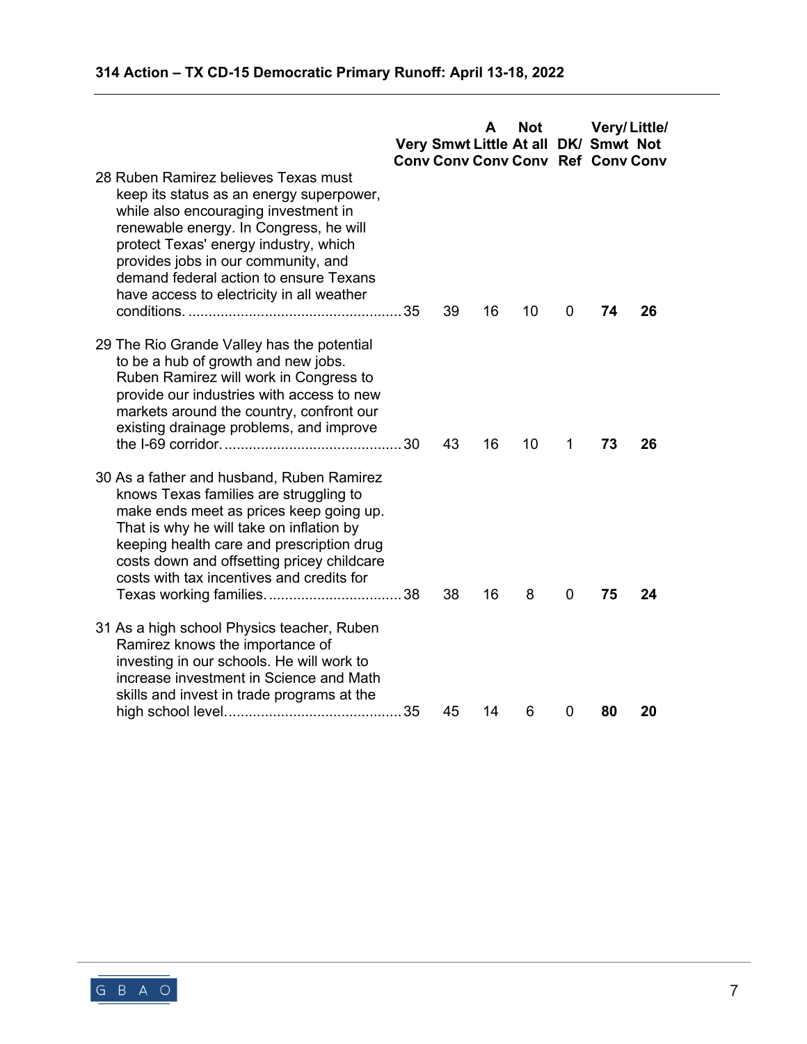| | Very Conv | Smwt Conv | A Little Conv | Not At all Conv | DK/ Ref | Very/ Smwt Conv | Little/ Not Conv |
|---|---|---|---|---|---|---|---|
| 28 Ruben Ramirez believes Texas must keep its status as an energy superpower, while also encouraging investment in renewable energy. In Congress, he will protect Texas' energy industry, which provides jobs in our community, and demand federal action to ensure Texans have access to electricity in all weather conditions. | 35 | 39 | 16 | 10 | 0 | **74** | **26** |
| 29 The Rio Grande Valley has the potential to be a hub of growth and new jobs. Ruben Ramirez will work in Congress to provide our industries with access to new markets around the country, confront our existing drainage problems, and improve the I-69 corridor. | 30 | 43 | 16 | 10 | 1 | **73** | **26** |
| 30 As a father and husband, Ruben Ramirez knows Texas families are struggling to make ends meet as prices keep going up. That is why he will take on inflation by keeping health care and prescription drug costs down and offsetting pricey childcare costs with tax incentives and credits for Texas working families. | 38 | 38 | 16 | 8 | 0 | **75** | **24** |
| 31 As a high school Physics teacher, Ruben Ramirez knows the importance of investing in our schools. He will work to increase investment in Science and Math skills and invest in trade programs at the high school level. | 35 | 45 | 14 | 6 | 0 | **80** | **20** |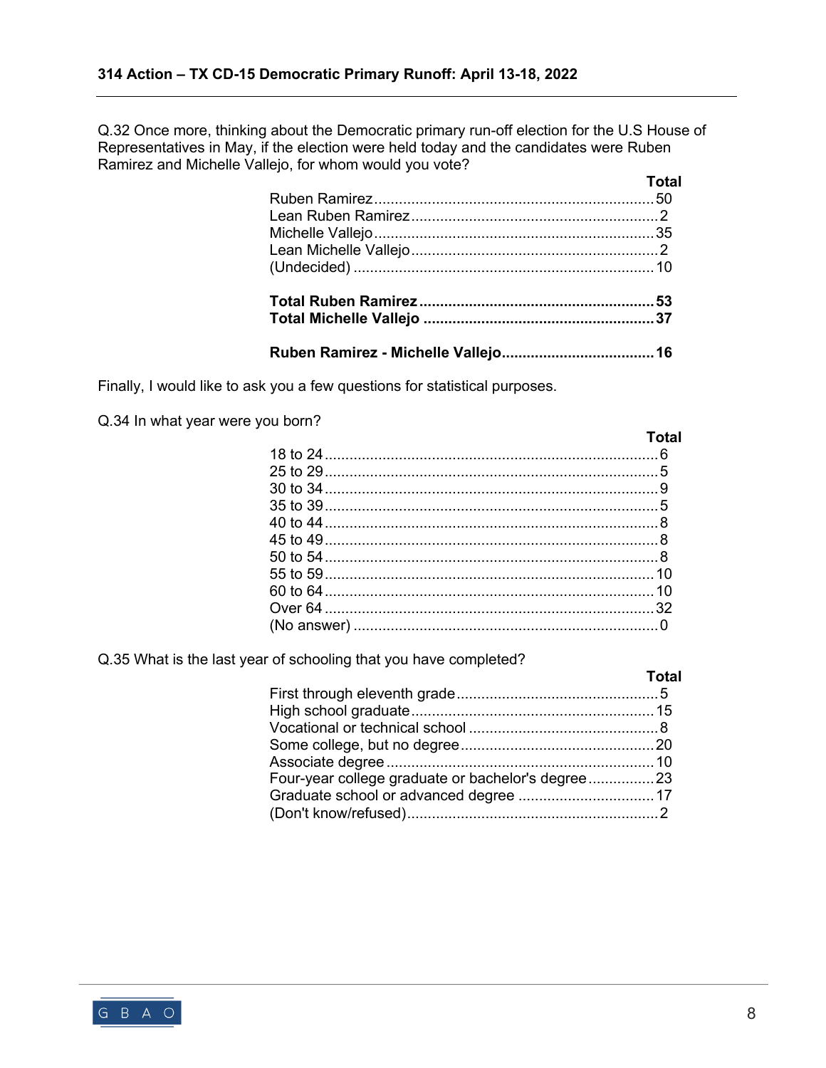Q.32 Once more, thinking about the Democratic primary run-off election for the U.S House of Representatives in May, if the election were held today and the candidates were Ruben Ramirez and Michelle Vallejo, for whom would you vote?

| | Total |
|---|---|
| Ruben Ramirez | 50 |
| Lean Ruben Ramirez | 2 |
| Michelle Vallejo | 35 |
| Lean Michelle Vallejo | 2 |
| (Undecided) | 10 |
| **Total Ruben Ramirez** | **53** |
| **Total Michelle Vallejo** | **37** |
| **Ruben Ramirez - Michelle Vallejo** | **16** |

Finally, I would like to ask you a few questions for statistical purposes.

Q.34 In what year were you born?

| | Total |
|---|---|
| 18 to 24 | 6 |
| 25 to 29 | 5 |
| 30 to 34 | 9 |
| 35 to 39 | 5 |
| 40 to 44 | 8 |
| 45 to 49 | 8 |
| 50 to 54 | 8 |
| 55 to 59 | 10 |
| 60 to 64 | 10 |
| Over 64 | 32 |
| (No answer) | 0 |

Q.35 What is the last year of schooling that you have completed?

| | Total |
|---|---|
| First through eleventh grade | 5 |
| High school graduate | 15 |
| Vocational or technical school | 8 |
| Some college, but no degree | 20 |
| Associate degree | 10 |
| Four-year college graduate or bachelor's degree | 23 |
| Graduate school or advanced degree | 17 |
| (Don't know/refused) | 2 |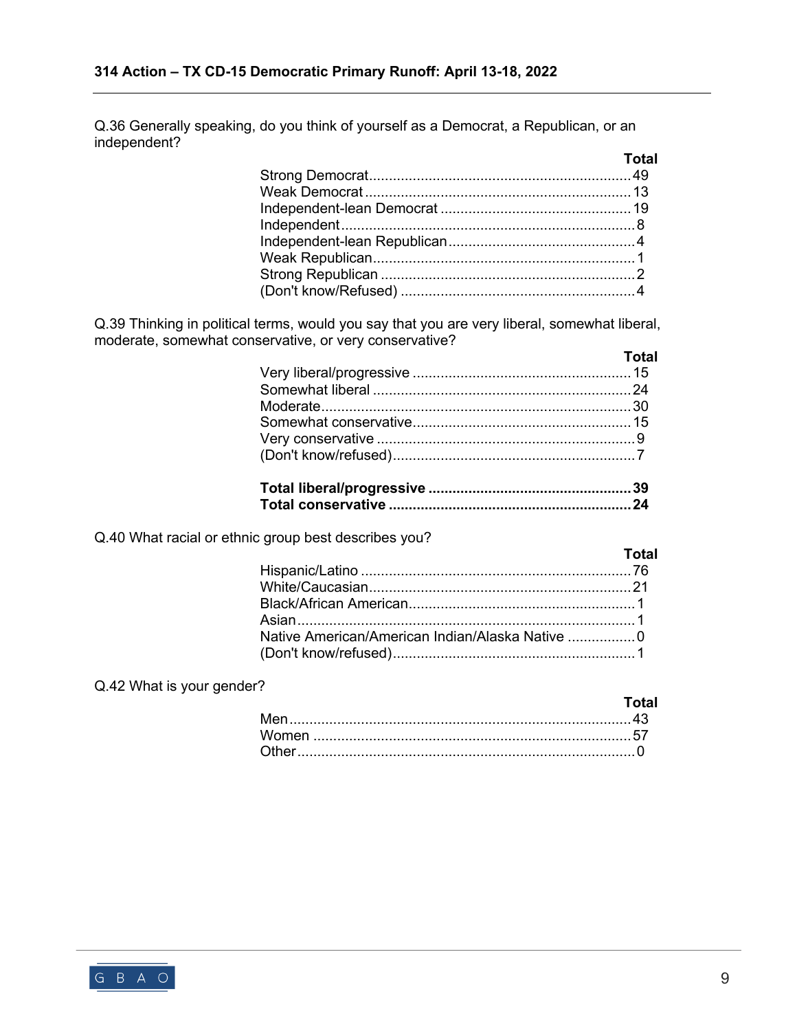Q.36 Generally speaking, do you think of yourself as a Democrat, a Republican, or an independent?

| | Total |
|---|---|
| Strong Democrat | 49 |
| Weak Democrat | 13 |
| Independent-lean Democrat | 19 |
| Independent | 8 |
| Independent-lean Republican | 4 |
| Weak Republican | 1 |
| Strong Republican | 2 |
| (Don't know/Refused) | 4 |

Q.39 Thinking in political terms, would you say that you are very liberal, somewhat liberal, moderate, somewhat conservative, or very conservative?

| | Total |
|---|---|
| Very liberal/progressive | 15 |
| Somewhat liberal | 24 |
| Moderate | 30 |
| Somewhat conservative | 15 |
| Very conservative | 9 |
| (Don't know/refused) | 7 |
| **Total liberal/progressive** | **39** |
| **Total conservative** | **24** |

Q.40 What racial or ethnic group best describes you?

| | Total |
|---|---|
| Hispanic/Latino | 76 |
| White/Caucasian | 21 |
| Black/African American | 1 |
| Asian | 1 |
| Native American/American Indian/Alaska Native | 0 |
| (Don't know/refused) | 1 |

Q.42 What is your gender?

| | Total |
|---|---|
| Men | 43 |
| Women | 57 |
| Other | 0 |